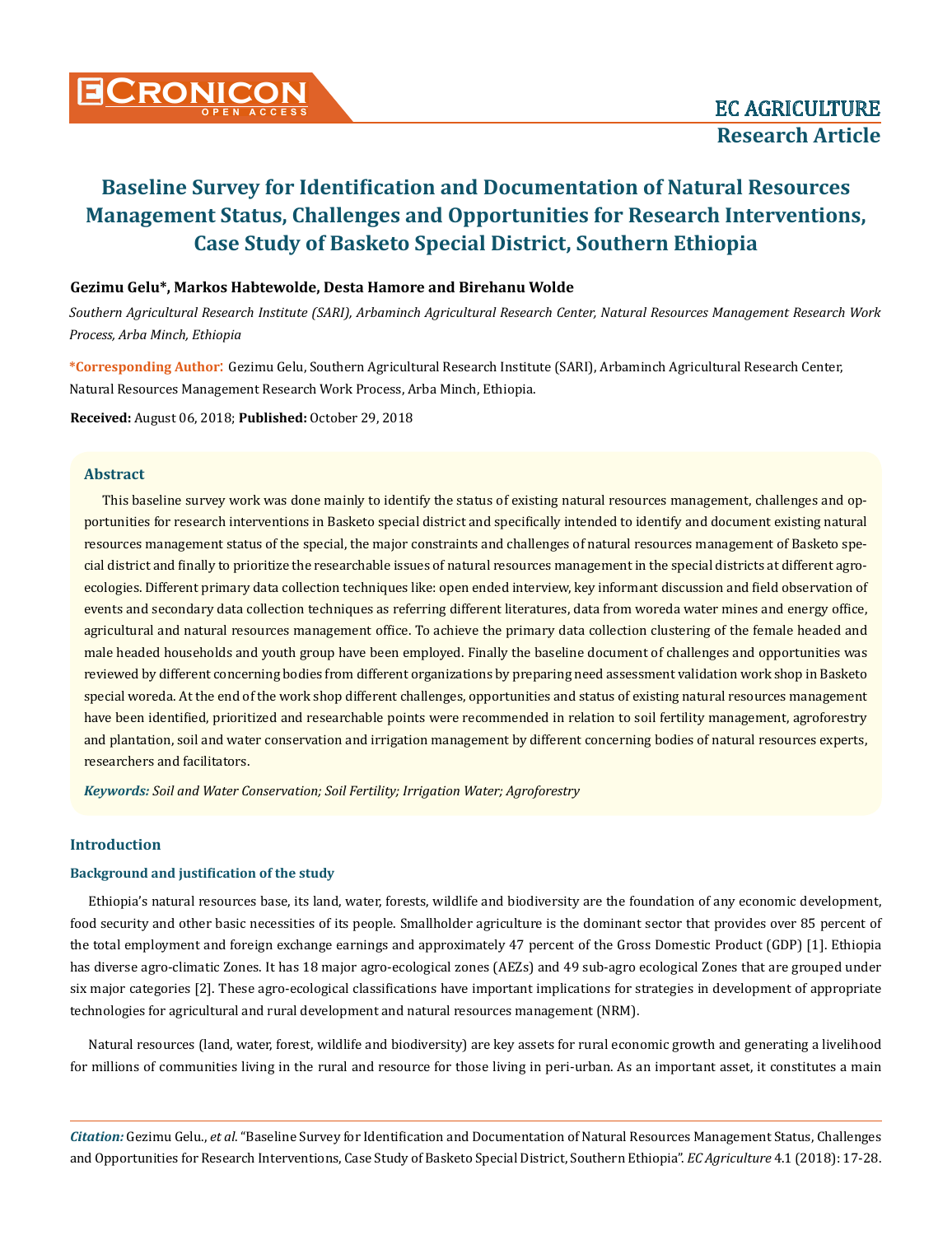# Baseline Survey for Identification and Documentation of Natural Resources Management Status, Challenges and Opportunities for Research Interventions, Case Study of Basketo Special District, Southern Ethiopia

**Gezimu Gelu\*, Markos Habtewolde, Desta Hamore and Birehanu Wolde**

*Southern Agricultural Research Institute (SARI), Arbaminch Agricultural Research Center, Natural Resources Management Research Work Process, Arba Minch, Ethiopia*

**\*Corresponding Author:** Gezimu Gelu, Southern Agricultural Research Institute (SARI), Arbaminch Agricultural Research Center, Natural Resources Management Research Work Process, Arba Minch, Ethiopia.

**Received:** August 06, 2018; **Published:** October 29, 2018

## Abstract

This baseline survey work was done mainly to identify the status of existing natural resources management, challenges and opportunities for research interventions in Basketo special district and specifically intended to identify and document existing natural resources management status of the special, the major constraints and challenges of natural resources management of Basketo special district and finally to prioritize the researchable issues of natural resources management in the special districts at different agro-ecologies. Different primary data collection techniques like: open ended interview, key informant discussion and field observation of events and secondary data collection techniques as referring different literatures, data from woreda water mines and energy office, agricultural and natural resources management office. To achieve the primary data collection clustering of the female headed and male headed households and youth group have been employed. Finally the baseline document of challenges and opportunities was reviewed by different concerning bodies from different organizations by preparing need assessment validation work shop in Basketo special woreda. At the end of the work shop different challenges, opportunities and status of existing natural resources management have been identified, prioritized and researchable points were recommended in relation to soil fertility management, agroforestry and plantation, soil and water conservation and irrigation management by different concerning bodies of natural resources experts, researchers and facilitators.

***Keywords:*** *Soil and Water Conservation; Soil Fertility; Irrigation Water; Agroforestry*

## Introduction

### Background and justification of the study

Ethiopia's natural resources base, its land, water, forests, wildlife and biodiversity are the foundation of any economic development, food security and other basic necessities of its people. Smallholder agriculture is the dominant sector that provides over 85 percent of the total employment and foreign exchange earnings and approximately 47 percent of the Gross Domestic Product (GDP) [1]. Ethiopia has diverse agro-climatic Zones. It has 18 major agro-ecological zones (AEZs) and 49 sub-agro ecological Zones that are grouped under six major categories [2]. These agro-ecological classifications have important implications for strategies in development of appropriate technologies for agricultural and rural development and natural resources management (NRM).

Natural resources (land, water, forest, wildlife and biodiversity) are key assets for rural economic growth and generating a livelihood for millions of communities living in the rural and resource for those living in peri-urban. As an important asset, it constitutes a main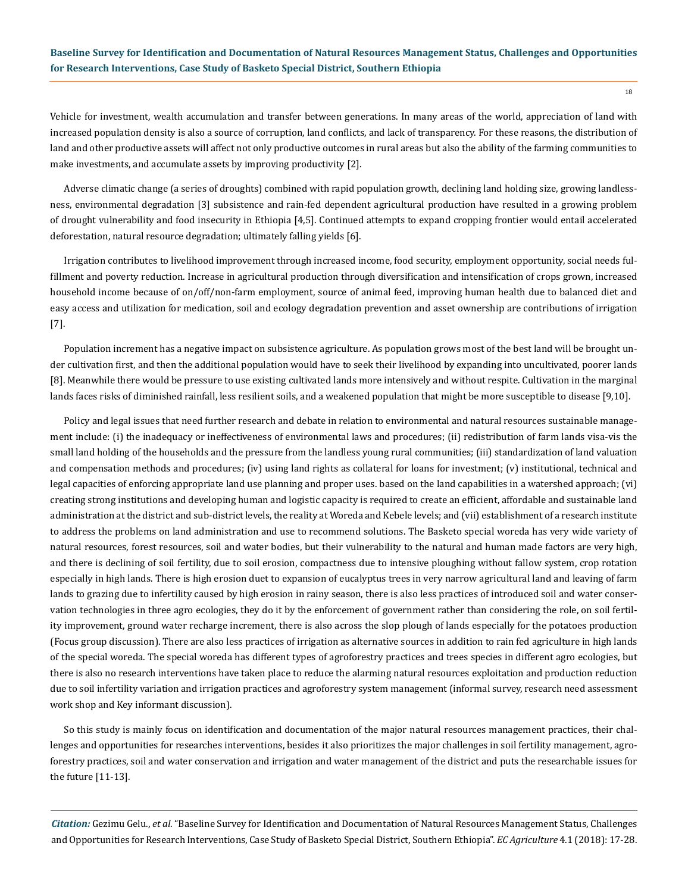Vehicle for investment, wealth accumulation and transfer between generations. In many areas of the world, appreciation of land with increased population density is also a source of corruption, land conflicts, and lack of transparency. For these reasons, the distribution of land and other productive assets will affect not only productive outcomes in rural areas but also the ability of the farming communities to make investments, and accumulate assets by improving productivity [2].

Adverse climatic change (a series of droughts) combined with rapid population growth, declining land holding size, growing landlessness, environmental degradation [3] subsistence and rain-fed dependent agricultural production have resulted in a growing problem of drought vulnerability and food insecurity in Ethiopia [4,5]. Continued attempts to expand cropping frontier would entail accelerated deforestation, natural resource degradation; ultimately falling yields [6].

Irrigation contributes to livelihood improvement through increased income, food security, employment opportunity, social needs fulfillment and poverty reduction. Increase in agricultural production through diversification and intensification of crops grown, increased household income because of on/off/non-farm employment, source of animal feed, improving human health due to balanced diet and easy access and utilization for medication, soil and ecology degradation prevention and asset ownership are contributions of irrigation [7].

Population increment has a negative impact on subsistence agriculture. As population grows most of the best land will be brought under cultivation first, and then the additional population would have to seek their livelihood by expanding into uncultivated, poorer lands [8]. Meanwhile there would be pressure to use existing cultivated lands more intensively and without respite. Cultivation in the marginal lands faces risks of diminished rainfall, less resilient soils, and a weakened population that might be more susceptible to disease [9,10].

Policy and legal issues that need further research and debate in relation to environmental and natural resources sustainable management include: (i) the inadequacy or ineffectiveness of environmental laws and procedures; (ii) redistribution of farm lands visa-vis the small land holding of the households and the pressure from the landless young rural communities; (iii) standardization of land valuation and compensation methods and procedures; (iv) using land rights as collateral for loans for investment; (v) institutional, technical and legal capacities of enforcing appropriate land use planning and proper uses. based on the land capabilities in a watershed approach; (vi) creating strong institutions and developing human and logistic capacity is required to create an efficient, affordable and sustainable land administration at the district and sub-district levels, the reality at Woreda and Kebele levels; and (vii) establishment of a research institute to address the problems on land administration and use to recommend solutions. The Basketo special woreda has very wide variety of natural resources, forest resources, soil and water bodies, but their vulnerability to the natural and human made factors are very high, and there is declining of soil fertility, due to soil erosion, compactness due to intensive ploughing without fallow system, crop rotation especially in high lands. There is high erosion duet to expansion of eucalyptus trees in very narrow agricultural land and leaving of farm lands to grazing due to infertility caused by high erosion in rainy season, there is also less practices of introduced soil and water conservation technologies in three agro ecologies, they do it by the enforcement of government rather than considering the role, on soil fertility improvement, ground water recharge increment, there is also across the slop plough of lands especially for the potatoes production (Focus group discussion). There are also less practices of irrigation as alternative sources in addition to rain fed agriculture in high lands of the special woreda. The special woreda has different types of agroforestry practices and trees species in different agro ecologies, but there is also no research interventions have taken place to reduce the alarming natural resources exploitation and production reduction due to soil infertility variation and irrigation practices and agroforestry system management (informal survey, research need assessment work shop and Key informant discussion).

So this study is mainly focus on identification and documentation of the major natural resources management practices, their challenges and opportunities for researches interventions, besides it also prioritizes the major challenges in soil fertility management, agroforestry practices, soil and water conservation and irrigation and water management of the district and puts the researchable issues for the future [11-13].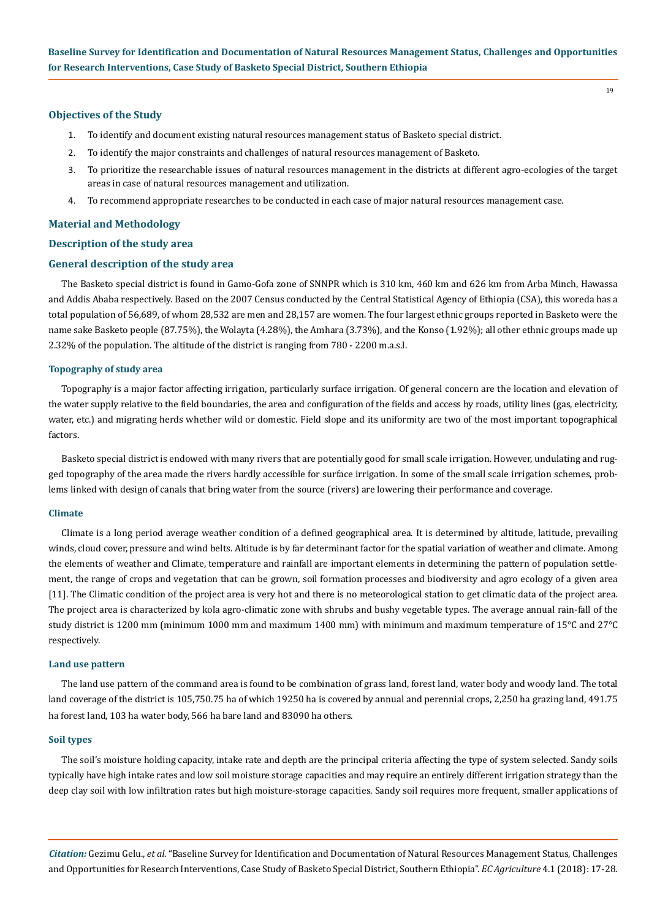## Objectives of the Study

1. To identify and document existing natural resources management status of Basketo special district.
2. To identify the major constraints and challenges of natural resources management of Basketo.
3. To prioritize the researchable issues of natural resources management in the districts at different agro-ecologies of the target areas in case of natural resources management and utilization.
4. To recommend appropriate researches to be conducted in each case of major natural resources management case.

## Material and Methodology

### Description of the study area

### General description of the study area

The Basketo special district is found in Gamo-Gofa zone of SNNPR which is 310 km, 460 km and 626 km from Arba Minch, Hawassa and Addis Ababa respectively. Based on the 2007 Census conducted by the Central Statistical Agency of Ethiopia (CSA), this woreda has a total population of 56,689, of whom 28,532 are men and 28,157 are women. The four largest ethnic groups reported in Basketo were the name sake Basketo people (87.75%), the Wolayta (4.28%), the Amhara (3.73%), and the Konso (1.92%); all other ethnic groups made up 2.32% of the population. The altitude of the district is ranging from 780 - 2200 m.a.s.l.

#### Topography of study area

Topography is a major factor affecting irrigation, particularly surface irrigation. Of general concern are the location and elevation of the water supply relative to the field boundaries, the area and configuration of the fields and access by roads, utility lines (gas, electricity, water, etc.) and migrating herds whether wild or domestic. Field slope and its uniformity are two of the most important topographical factors.

Basketo special district is endowed with many rivers that are potentially good for small scale irrigation. However, undulating and rugged topography of the area made the rivers hardly accessible for surface irrigation. In some of the small scale irrigation schemes, problems linked with design of canals that bring water from the source (rivers) are lowering their performance and coverage.

#### Climate

Climate is a long period average weather condition of a defined geographical area. It is determined by altitude, latitude, prevailing winds, cloud cover, pressure and wind belts. Altitude is by far determinant factor for the spatial variation of weather and climate. Among the elements of weather and Climate, temperature and rainfall are important elements in determining the pattern of population settlement, the range of crops and vegetation that can be grown, soil formation processes and biodiversity and agro ecology of a given area [11]. The Climatic condition of the project area is very hot and there is no meteorological station to get climatic data of the project area. The project area is characterized by kola agro-climatic zone with shrubs and bushy vegetable types. The average annual rain-fall of the study district is 1200 mm (minimum 1000 mm and maximum 1400 mm) with minimum and maximum temperature of 15°C and 27°C respectively.

#### Land use pattern

The land use pattern of the command area is found to be combination of grass land, forest land, water body and woody land. The total land coverage of the district is 105,750.75 ha of which 19250 ha is covered by annual and perennial crops, 2,250 ha grazing land, 491.75 ha forest land, 103 ha water body, 566 ha bare land and 83090 ha others.

#### Soil types

The soil's moisture holding capacity, intake rate and depth are the principal criteria affecting the type of system selected. Sandy soils typically have high intake rates and low soil moisture storage capacities and may require an entirely different irrigation strategy than the deep clay soil with low infiltration rates but high moisture-storage capacities. Sandy soil requires more frequent, smaller applications of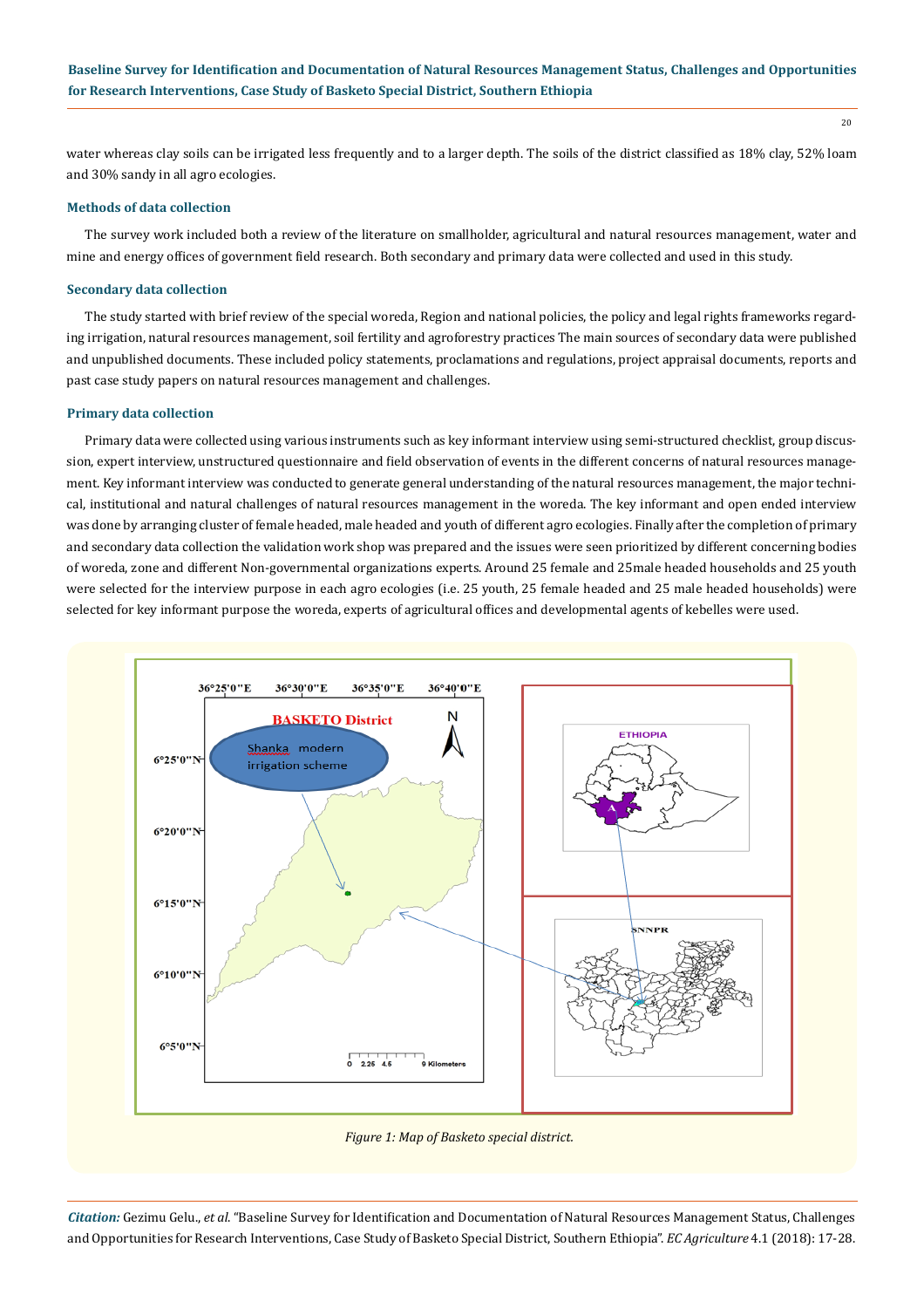water whereas clay soils can be irrigated less frequently and to a larger depth. The soils of the district classified as 18% clay, 52% loam and 30% sandy in all agro ecologies.

### Methods of data collection

The survey work included both a review of the literature on smallholder, agricultural and natural resources management, water and mine and energy offices of government field research. Both secondary and primary data were collected and used in this study.

### Secondary data collection

The study started with brief review of the special woreda, Region and national policies, the policy and legal rights frameworks regarding irrigation, natural resources management, soil fertility and agroforestry practices The main sources of secondary data were published and unpublished documents. These included policy statements, proclamations and regulations, project appraisal documents, reports and past case study papers on natural resources management and challenges.

### Primary data collection

Primary data were collected using various instruments such as key informant interview using semi-structured checklist, group discussion, expert interview, unstructured questionnaire and field observation of events in the different concerns of natural resources management. Key informant interview was conducted to generate general understanding of the natural resources management, the major technical, institutional and natural challenges of natural resources management in the woreda. The key informant and open ended interview was done by arranging cluster of female headed, male headed and youth of different agro ecologies. Finally after the completion of primary and secondary data collection the validation work shop was prepared and the issues were seen prioritized by different concerning bodies of woreda, zone and different Non-governmental organizations experts. Around 25 female and 25male headed households and 25 youth were selected for the interview purpose in each agro ecologies (i.e. 25 youth, 25 female headed and 25 male headed households) were selected for key informant purpose the woreda, experts of agricultural offices and developmental agents of kebelles were used.

*Figure 1: Map of Basketo special district.*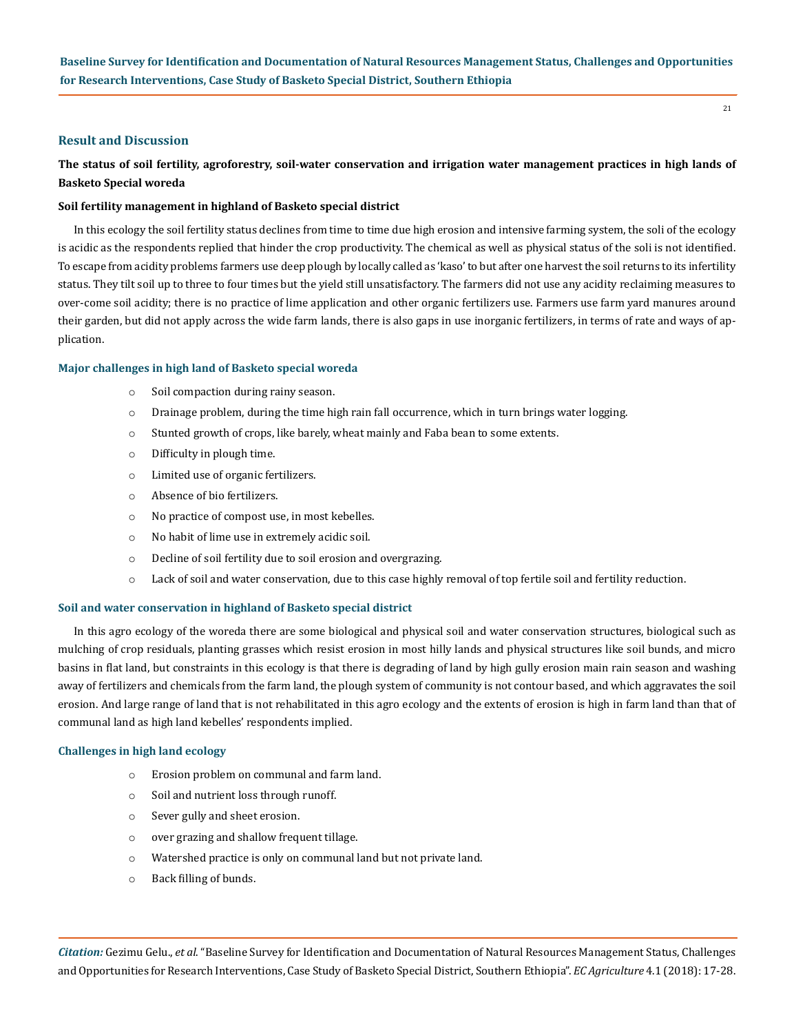## Result and Discussion

### The status of soil fertility, agroforestry, soil-water conservation and irrigation water management practices in high lands of Basketo Special woreda

#### Soil fertility management in highland of Basketo special district

In this ecology the soil fertility status declines from time to time due high erosion and intensive farming system, the soli of the ecology is acidic as the respondents replied that hinder the crop productivity. The chemical as well as physical status of the soli is not identified. To escape from acidity problems farmers use deep plough by locally called as 'kaso' to but after one harvest the soil returns to its infertility status. They tilt soil up to three to four times but the yield still unsatisfactory. The farmers did not use any acidity reclaiming measures to over-come soil acidity; there is no practice of lime application and other organic fertilizers use. Farmers use farm yard manures around their garden, but did not apply across the wide farm lands, there is also gaps in use inorganic fertilizers, in terms of rate and ways of application.

#### Major challenges in high land of Basketo special woreda

- Soil compaction during rainy season.
- Drainage problem, during the time high rain fall occurrence, which in turn brings water logging.
- Stunted growth of crops, like barely, wheat mainly and Faba bean to some extents.
- Difficulty in plough time.
- Limited use of organic fertilizers.
- Absence of bio fertilizers.
- No practice of compost use, in most kebelles.
- No habit of lime use in extremely acidic soil.
- Decline of soil fertility due to soil erosion and overgrazing.
- Lack of soil and water conservation, due to this case highly removal of top fertile soil and fertility reduction.

#### Soil and water conservation in highland of Basketo special district

In this agro ecology of the woreda there are some biological and physical soil and water conservation structures, biological such as mulching of crop residuals, planting grasses which resist erosion in most hilly lands and physical structures like soil bunds, and micro basins in flat land, but constraints in this ecology is that there is degrading of land by high gully erosion main rain season and washing away of fertilizers and chemicals from the farm land, the plough system of community is not contour based, and which aggravates the soil erosion. And large range of land that is not rehabilitated in this agro ecology and the extents of erosion is high in farm land than that of communal land as high land kebelles' respondents implied.

#### Challenges in high land ecology

- Erosion problem on communal and farm land.
- Soil and nutrient loss through runoff.
- Sever gully and sheet erosion.
- over grazing and shallow frequent tillage.
- Watershed practice is only on communal land but not private land.
- Back filling of bunds.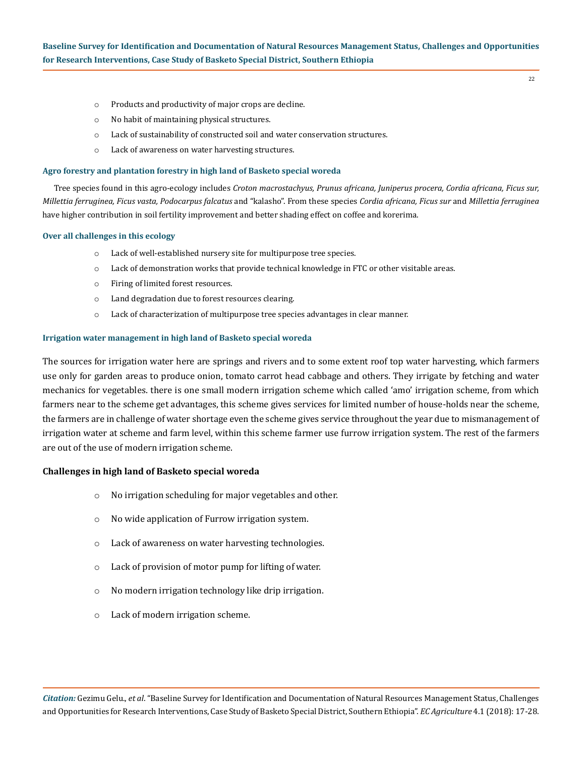- Products and productivity of major crops are decline.
- No habit of maintaining physical structures.
- Lack of sustainability of constructed soil and water conservation structures.
- Lack of awareness on water harvesting structures.

#### Agro forestry and plantation forestry in high land of Basketo special woreda

Tree species found in this agro-ecology includes *Croton macrostachyus, Prunus africana, Juniperus procera, Cordia africana, Ficus sur, Millettia ferruginea, Ficus vasta, Podocarpus falcatus* and "kalasho". From these species *Cordia africana, Ficus sur* and *Millettia ferruginea* have higher contribution in soil fertility improvement and better shading effect on coffee and korerima.

#### Over all challenges in this ecology

- Lack of well-established nursery site for multipurpose tree species.
- Lack of demonstration works that provide technical knowledge in FTC or other visitable areas.
- Firing of limited forest resources.
- Land degradation due to forest resources clearing.
- Lack of characterization of multipurpose tree species advantages in clear manner.

#### Irrigation water management in high land of Basketo special woreda

The sources for irrigation water here are springs and rivers and to some extent roof top water harvesting, which farmers use only for garden areas to produce onion, tomato carrot head cabbage and others. They irrigate by fetching and water mechanics for vegetables. there is one small modern irrigation scheme which called 'amo' irrigation scheme, from which farmers near to the scheme get advantages, this scheme gives services for limited number of house-holds near the scheme, the farmers are in challenge of water shortage even the scheme gives service throughout the year due to mismanagement of irrigation water at scheme and farm level, within this scheme farmer use furrow irrigation system. The rest of the farmers are out of the use of modern irrigation scheme.

**Challenges in high land of Basketo special woreda**

- No irrigation scheduling for major vegetables and other.
- No wide application of Furrow irrigation system.
- Lack of awareness on water harvesting technologies.
- Lack of provision of motor pump for lifting of water.
- No modern irrigation technology like drip irrigation.
- Lack of modern irrigation scheme.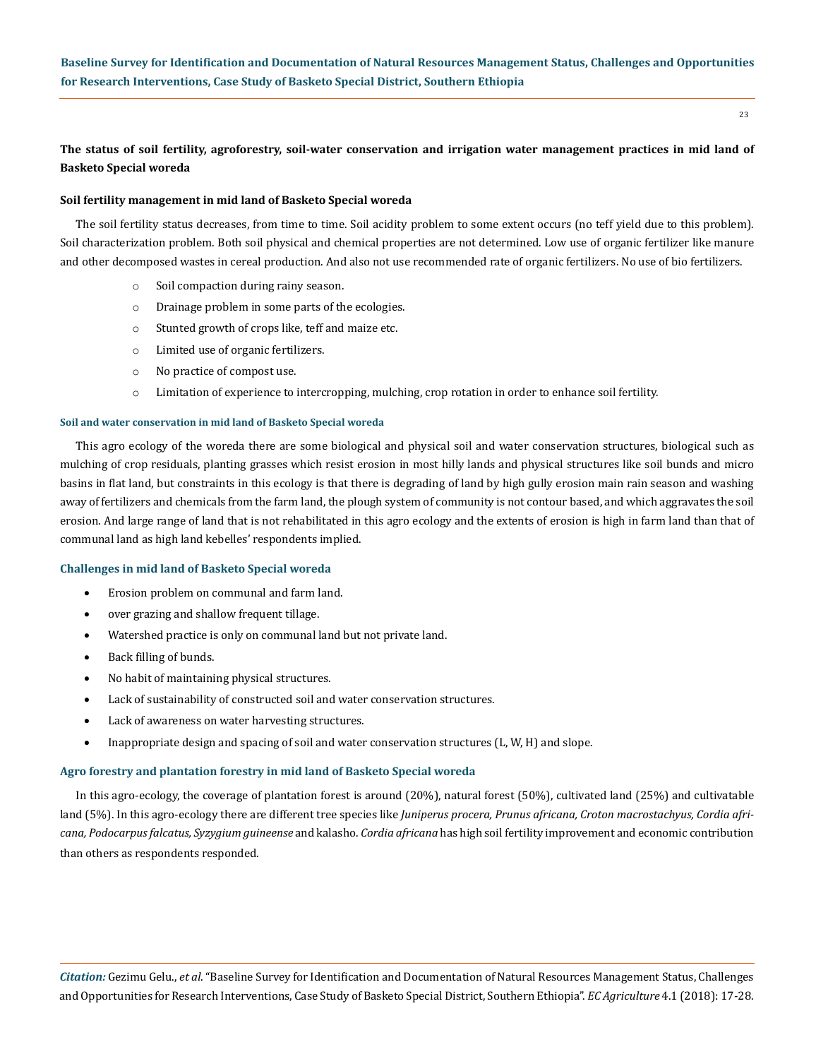**The status of soil fertility, agroforestry, soil-water conservation and irrigation water management practices in mid land of Basketo Special woreda**

**Soil fertility management in mid land of Basketo Special woreda**

The soil fertility status decreases, from time to time. Soil acidity problem to some extent occurs (no teff yield due to this problem). Soil characterization problem. Both soil physical and chemical properties are not determined. Low use of organic fertilizer like manure and other decomposed wastes in cereal production. And also not use recommended rate of organic fertilizers. No use of bio fertilizers.

- Soil compaction during rainy season.
- Drainage problem in some parts of the ecologies.
- Stunted growth of crops like, teff and maize etc.
- Limited use of organic fertilizers.
- No practice of compost use.
- Limitation of experience to intercropping, mulching, crop rotation in order to enhance soil fertility.

#### Soil and water conservation in mid land of Basketo Special woreda

This agro ecology of the woreda there are some biological and physical soil and water conservation structures, biological such as mulching of crop residuals, planting grasses which resist erosion in most hilly lands and physical structures like soil bunds and micro basins in flat land, but constraints in this ecology is that there is degrading of land by high gully erosion main rain season and washing away of fertilizers and chemicals from the farm land, the plough system of community is not contour based, and which aggravates the soil erosion. And large range of land that is not rehabilitated in this agro ecology and the extents of erosion is high in farm land than that of communal land as high land kebelles' respondents implied.

### Challenges in mid land of Basketo Special woreda

- Erosion problem on communal and farm land.
- over grazing and shallow frequent tillage.
- Watershed practice is only on communal land but not private land.
- Back filling of bunds.
- No habit of maintaining physical structures.
- Lack of sustainability of constructed soil and water conservation structures.
- Lack of awareness on water harvesting structures.
- Inappropriate design and spacing of soil and water conservation structures (L, W, H) and slope.

### Agro forestry and plantation forestry in mid land of Basketo Special woreda

In this agro-ecology, the coverage of plantation forest is around (20%), natural forest (50%), cultivated land (25%) and cultivatable land (5%). In this agro-ecology there are different tree species like *Juniperus procera, Prunus africana, Croton macrostachyus, Cordia africana, Podocarpus falcatus, Syzygium guineense* and kalasho. *Cordia africana* has high soil fertility improvement and economic contribution than others as respondents responded.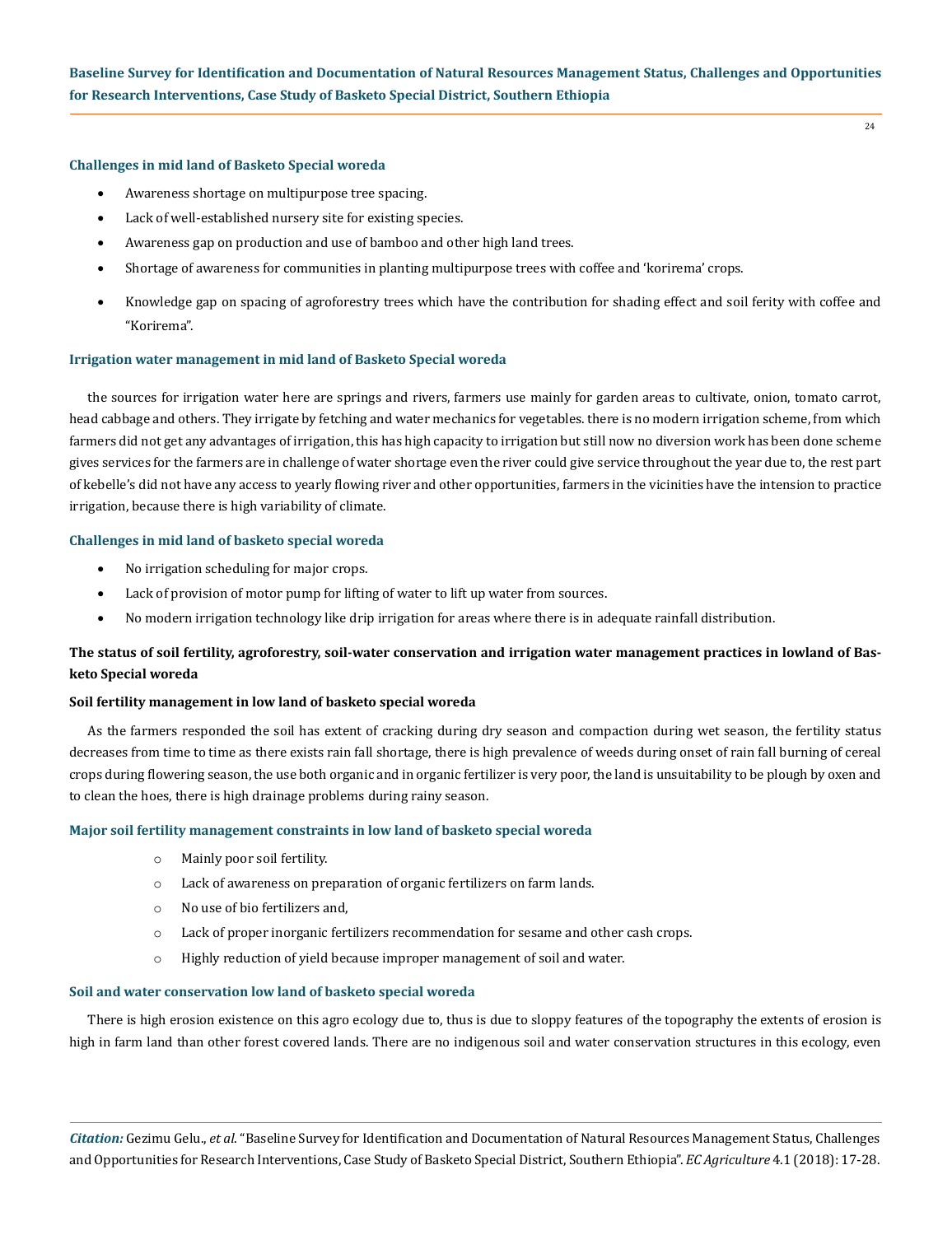#### Challenges in mid land of Basketo Special woreda

- Awareness shortage on multipurpose tree spacing.
- Lack of well-established nursery site for existing species.
- Awareness gap on production and use of bamboo and other high land trees.
- Shortage of awareness for communities in planting multipurpose trees with coffee and 'korirema' crops.
- Knowledge gap on spacing of agroforestry trees which have the contribution for shading effect and soil ferity with coffee and "Korirema".

#### Irrigation water management in mid land of Basketo Special woreda

the sources for irrigation water here are springs and rivers, farmers use mainly for garden areas to cultivate, onion, tomato carrot, head cabbage and others. They irrigate by fetching and water mechanics for vegetables. there is no modern irrigation scheme, from which farmers did not get any advantages of irrigation, this has high capacity to irrigation but still now no diversion work has been done scheme gives services for the farmers are in challenge of water shortage even the river could give service throughout the year due to, the rest part of kebelle's did not have any access to yearly flowing river and other opportunities, farmers in the vicinities have the intension to practice irrigation, because there is high variability of climate.

#### Challenges in mid land of basketo special woreda

- No irrigation scheduling for major crops.
- Lack of provision of motor pump for lifting of water to lift up water from sources.
- No modern irrigation technology like drip irrigation for areas where there is in adequate rainfall distribution.

### The status of soil fertility, agroforestry, soil-water conservation and irrigation water management practices in lowland of Basketo Special woreda

#### Soil fertility management in low land of basketo special woreda

As the farmers responded the soil has extent of cracking during dry season and compaction during wet season, the fertility status decreases from time to time as there exists rain fall shortage, there is high prevalence of weeds during onset of rain fall burning of cereal crops during flowering season, the use both organic and in organic fertilizer is very poor, the land is unsuitability to be plough by oxen and to clean the hoes, there is high drainage problems during rainy season.

#### Major soil fertility management constraints in low land of basketo special woreda

- Mainly poor soil fertility.
- Lack of awareness on preparation of organic fertilizers on farm lands.
- No use of bio fertilizers and,
- Lack of proper inorganic fertilizers recommendation for sesame and other cash crops.
- Highly reduction of yield because improper management of soil and water.

#### Soil and water conservation low land of basketo special woreda

There is high erosion existence on this agro ecology due to, thus is due to sloppy features of the topography the extents of erosion is high in farm land than other forest covered lands. There are no indigenous soil and water conservation structures in this ecology, even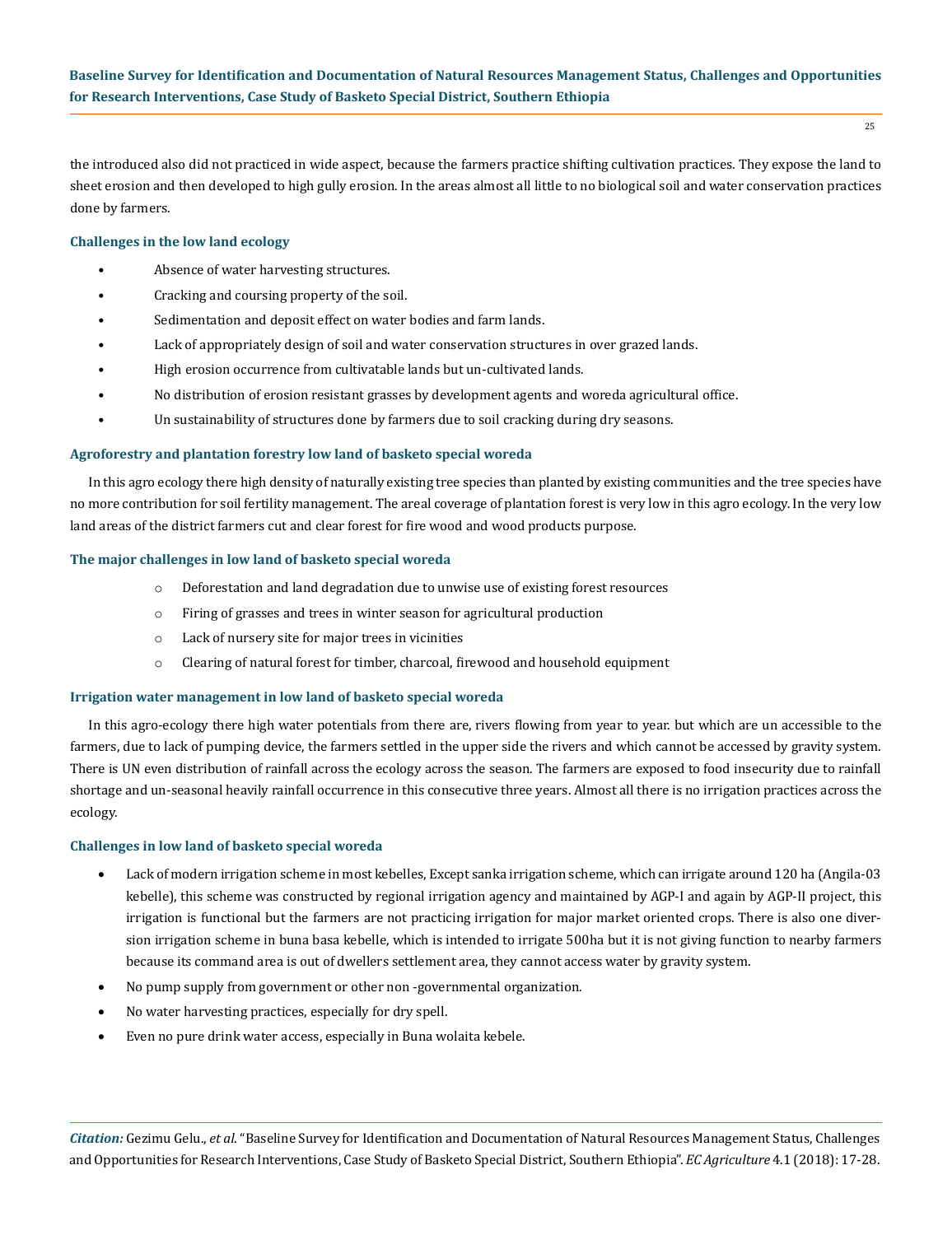the introduced also did not practiced in wide aspect, because the farmers practice shifting cultivation practices. They expose the land to sheet erosion and then developed to high gully erosion. In the areas almost all little to no biological soil and water conservation practices done by farmers.

#### Challenges in the low land ecology

- Absence of water harvesting structures.
- Cracking and coursing property of the soil.
- Sedimentation and deposit effect on water bodies and farm lands.
- Lack of appropriately design of soil and water conservation structures in over grazed lands.
- High erosion occurrence from cultivatable lands but un-cultivated lands.
- No distribution of erosion resistant grasses by development agents and woreda agricultural office.
- Un sustainability of structures done by farmers due to soil cracking during dry seasons.

#### Agroforestry and plantation forestry low land of basketo special woreda

In this agro ecology there high density of naturally existing tree species than planted by existing communities and the tree species have no more contribution for soil fertility management. The areal coverage of plantation forest is very low in this agro ecology. In the very low land areas of the district farmers cut and clear forest for fire wood and wood products purpose.

#### The major challenges in low land of basketo special woreda

- Deforestation and land degradation due to unwise use of existing forest resources
- Firing of grasses and trees in winter season for agricultural production
- Lack of nursery site for major trees in vicinities
- Clearing of natural forest for timber, charcoal, firewood and household equipment

#### Irrigation water management in low land of basketo special woreda

In this agro-ecology there high water potentials from there are, rivers flowing from year to year. but which are un accessible to the farmers, due to lack of pumping device, the farmers settled in the upper side the rivers and which cannot be accessed by gravity system. There is UN even distribution of rainfall across the ecology across the season. The farmers are exposed to food insecurity due to rainfall shortage and un-seasonal heavily rainfall occurrence in this consecutive three years. Almost all there is no irrigation practices across the ecology.

#### Challenges in low land of basketo special woreda

- Lack of modern irrigation scheme in most kebelles, Except sanka irrigation scheme, which can irrigate around 120 ha (Angila-03 kebelle), this scheme was constructed by regional irrigation agency and maintained by AGP-I and again by AGP-II project, this irrigation is functional but the farmers are not practicing irrigation for major market oriented crops. There is also one diversion irrigation scheme in buna basa kebelle, which is intended to irrigate 500ha but it is not giving function to nearby farmers because its command area is out of dwellers settlement area, they cannot access water by gravity system.
- No pump supply from government or other non -governmental organization.
- No water harvesting practices, especially for dry spell.
- Even no pure drink water access, especially in Buna wolaita kebele.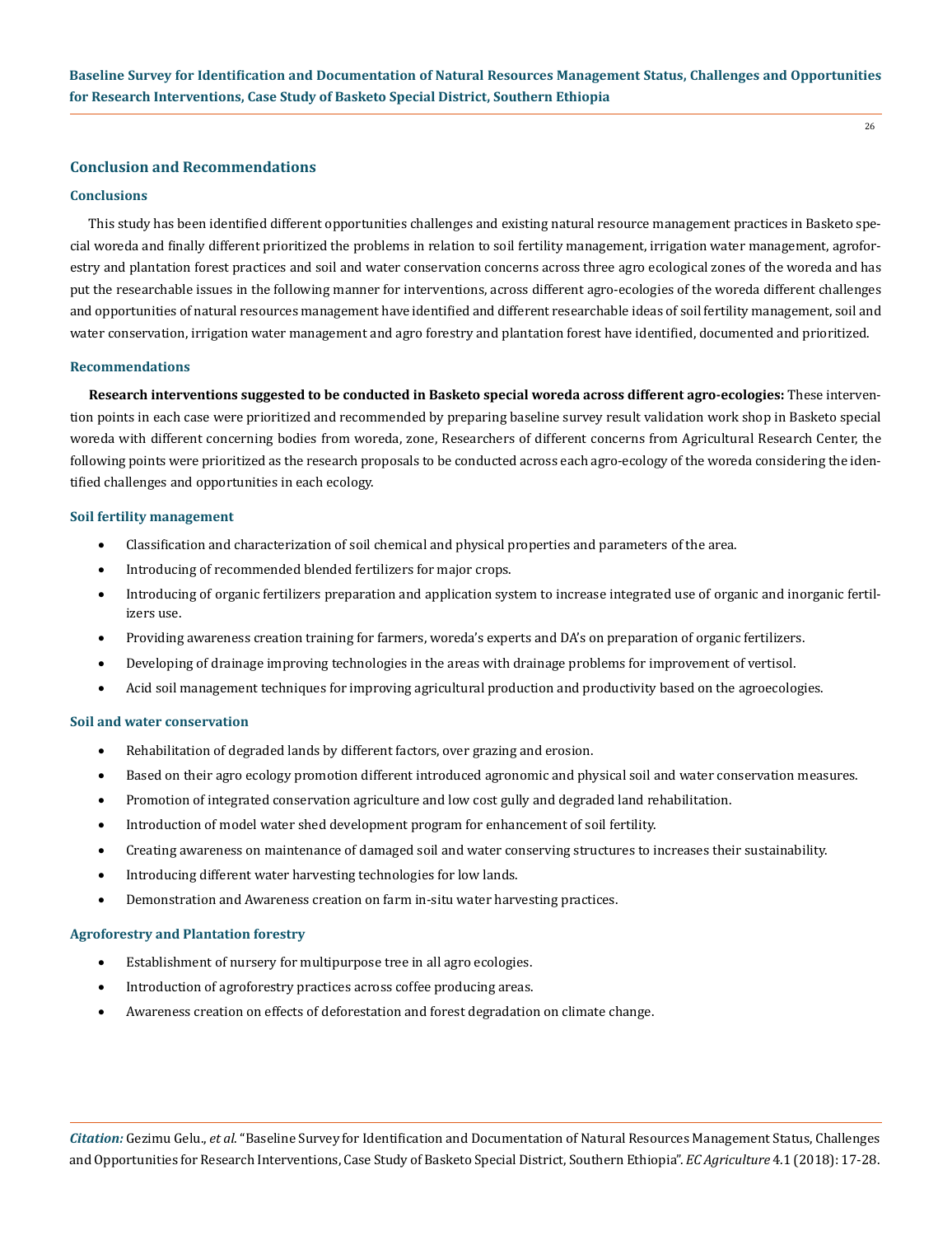## Conclusion and Recommendations

### Conclusions

This study has been identified different opportunities challenges and existing natural resource management practices in Basketo special woreda and finally different prioritized the problems in relation to soil fertility management, irrigation water management, agroforestry and plantation forest practices and soil and water conservation concerns across three agro ecological zones of the woreda and has put the researchable issues in the following manner for interventions, across different agro-ecologies of the woreda different challenges and opportunities of natural resources management have identified and different researchable ideas of soil fertility management, soil and water conservation, irrigation water management and agro forestry and plantation forest have identified, documented and prioritized.

### Recommendations

**Research interventions suggested to be conducted in Basketo special woreda across different agro-ecologies:** These intervention points in each case were prioritized and recommended by preparing baseline survey result validation work shop in Basketo special woreda with different concerning bodies from woreda, zone, Researchers of different concerns from Agricultural Research Center, the following points were prioritized as the research proposals to be conducted across each agro-ecology of the woreda considering the identified challenges and opportunities in each ecology.

#### Soil fertility management

- Classification and characterization of soil chemical and physical properties and parameters of the area.
- Introducing of recommended blended fertilizers for major crops.
- Introducing of organic fertilizers preparation and application system to increase integrated use of organic and inorganic fertilizers use.
- Providing awareness creation training for farmers, woreda's experts and DA's on preparation of organic fertilizers.
- Developing of drainage improving technologies in the areas with drainage problems for improvement of vertisol.
- Acid soil management techniques for improving agricultural production and productivity based on the agroecologies.

#### Soil and water conservation

- Rehabilitation of degraded lands by different factors, over grazing and erosion.
- Based on their agro ecology promotion different introduced agronomic and physical soil and water conservation measures.
- Promotion of integrated conservation agriculture and low cost gully and degraded land rehabilitation.
- Introduction of model water shed development program for enhancement of soil fertility.
- Creating awareness on maintenance of damaged soil and water conserving structures to increases their sustainability.
- Introducing different water harvesting technologies for low lands.
- Demonstration and Awareness creation on farm in-situ water harvesting practices.

#### Agroforestry and Plantation forestry

- Establishment of nursery for multipurpose tree in all agro ecologies.
- Introduction of agroforestry practices across coffee producing areas.
- Awareness creation on effects of deforestation and forest degradation on climate change.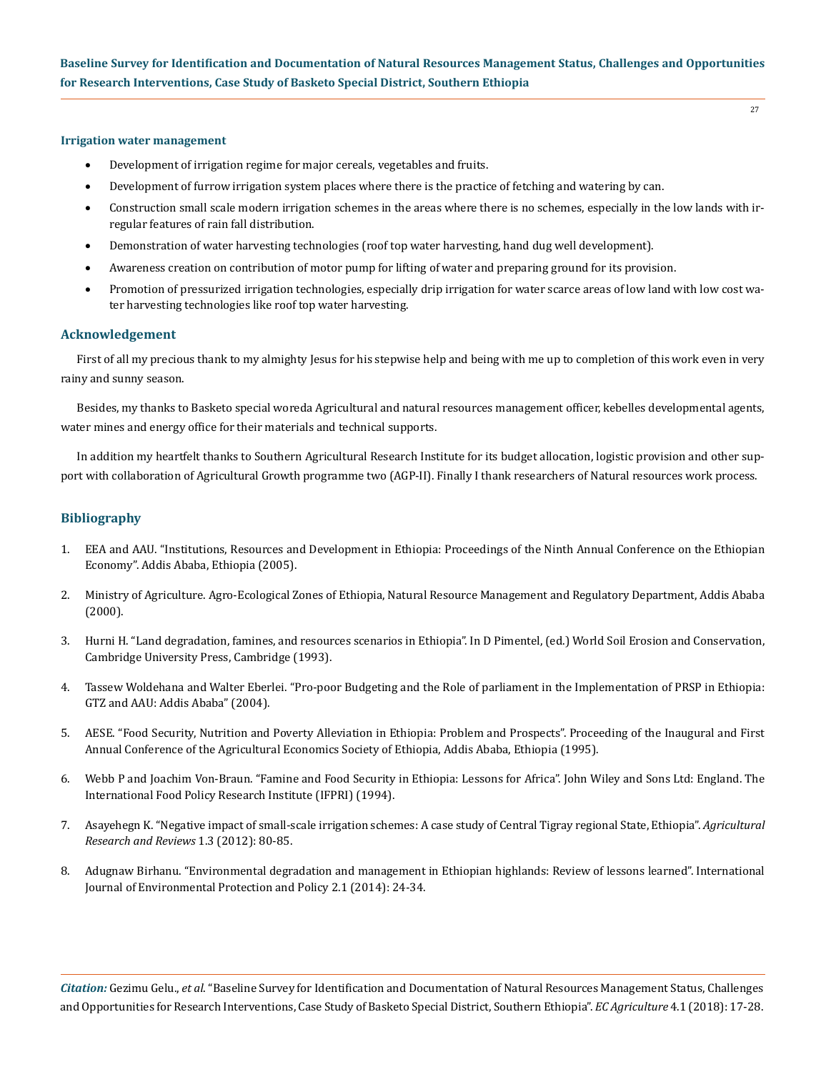### Irrigation water management

- Development of irrigation regime for major cereals, vegetables and fruits.
- Development of furrow irrigation system places where there is the practice of fetching and watering by can.
- Construction small scale modern irrigation schemes in the areas where there is no schemes, especially in the low lands with irregular features of rain fall distribution.
- Demonstration of water harvesting technologies (roof top water harvesting, hand dug well development).
- Awareness creation on contribution of motor pump for lifting of water and preparing ground for its provision.
- Promotion of pressurized irrigation technologies, especially drip irrigation for water scarce areas of low land with low cost water harvesting technologies like roof top water harvesting.

## Acknowledgement

First of all my precious thank to my almighty Jesus for his stepwise help and being with me up to completion of this work even in very rainy and sunny season.

Besides, my thanks to Basketo special woreda Agricultural and natural resources management officer, kebelles developmental agents, water mines and energy office for their materials and technical supports.

In addition my heartfelt thanks to Southern Agricultural Research Institute for its budget allocation, logistic provision and other support with collaboration of Agricultural Growth programme two (AGP-II). Finally I thank researchers of Natural resources work process.

## Bibliography

1. EEA and AAU. "Institutions, Resources and Development in Ethiopia: Proceedings of the Ninth Annual Conference on the Ethiopian Economy". Addis Ababa, Ethiopia (2005).
2. Ministry of Agriculture. Agro-Ecological Zones of Ethiopia, Natural Resource Management and Regulatory Department, Addis Ababa (2000).
3. Hurni H. "Land degradation, famines, and resources scenarios in Ethiopia". In D Pimentel, (ed.) World Soil Erosion and Conservation, Cambridge University Press, Cambridge (1993).
4. Tassew Woldehana and Walter Eberlei. "Pro-poor Budgeting and the Role of parliament in the Implementation of PRSP in Ethiopia: GTZ and AAU: Addis Ababa" (2004).
5. AESE. "Food Security, Nutrition and Poverty Alleviation in Ethiopia: Problem and Prospects". Proceeding of the Inaugural and First Annual Conference of the Agricultural Economics Society of Ethiopia, Addis Ababa, Ethiopia (1995).
6. Webb P and Joachim Von-Braun. "Famine and Food Security in Ethiopia: Lessons for Africa". John Wiley and Sons Ltd: England. The International Food Policy Research Institute (IFPRI) (1994).
7. Asayehegn K. "Negative impact of small-scale irrigation schemes: A case study of Central Tigray regional State, Ethiopia". *Agricultural Research and Reviews* 1.3 (2012): 80-85.
8. Adugnaw Birhanu. "Environmental degradation and management in Ethiopian highlands: Review of lessons learned". International Journal of Environmental Protection and Policy 2.1 (2014): 24-34.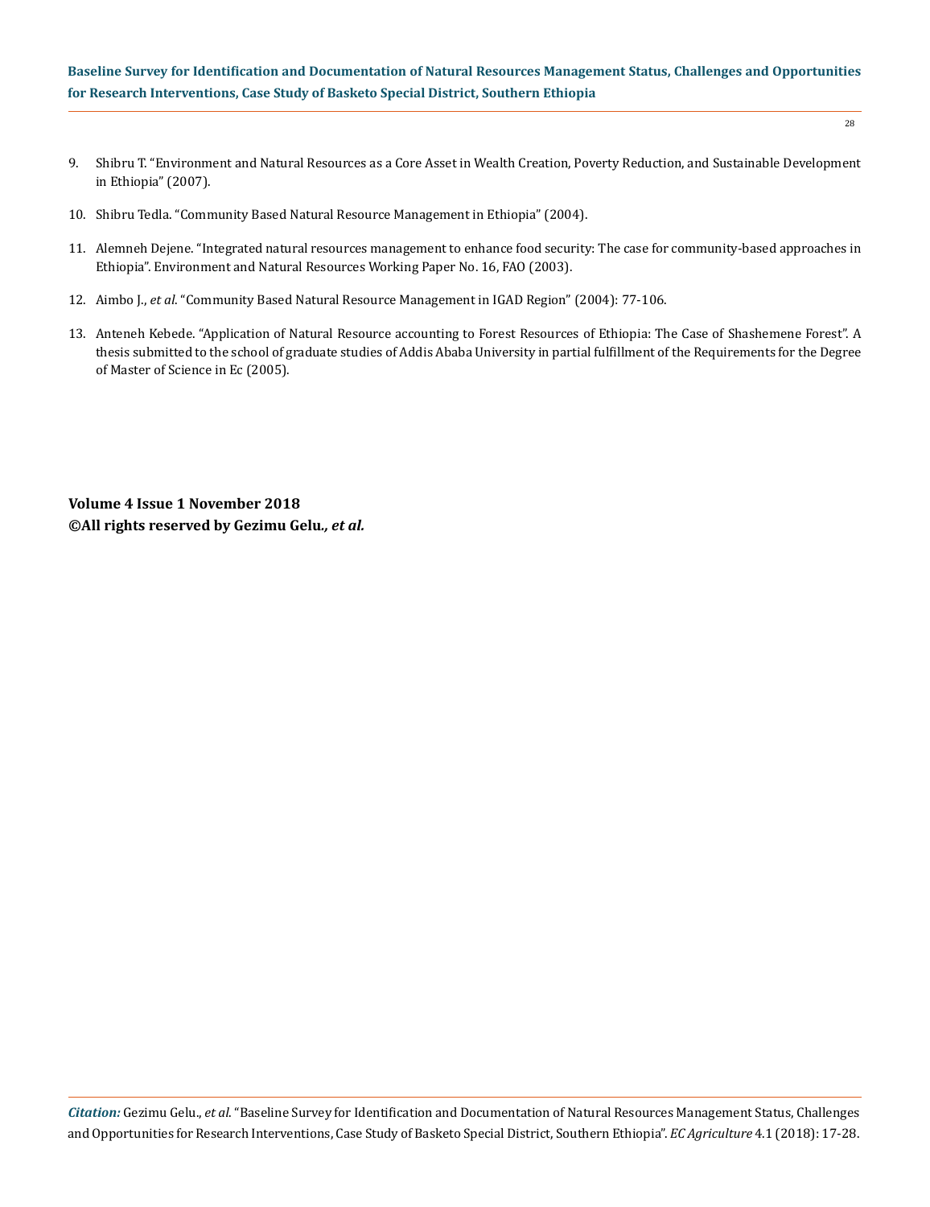9. Shibru T. "Environment and Natural Resources as a Core Asset in Wealth Creation, Poverty Reduction, and Sustainable Development in Ethiopia" (2007).

10. Shibru Tedla. "Community Based Natural Resource Management in Ethiopia" (2004).

11. Alemneh Dejene. "Integrated natural resources management to enhance food security: The case for community-based approaches in Ethiopia". Environment and Natural Resources Working Paper No. 16, FAO (2003).

12. Aimbo J., *et al*. "Community Based Natural Resource Management in IGAD Region" (2004): 77-106.

13. Anteneh Kebede. "Application of Natural Resource accounting to Forest Resources of Ethiopia: The Case of Shashemene Forest". A thesis submitted to the school of graduate studies of Addis Ababa University in partial fulfillment of the Requirements for the Degree of Master of Science in Ec (2005).

**Volume 4 Issue 1 November 2018**
**©All rights reserved by Gezimu Gelu*., et al.***